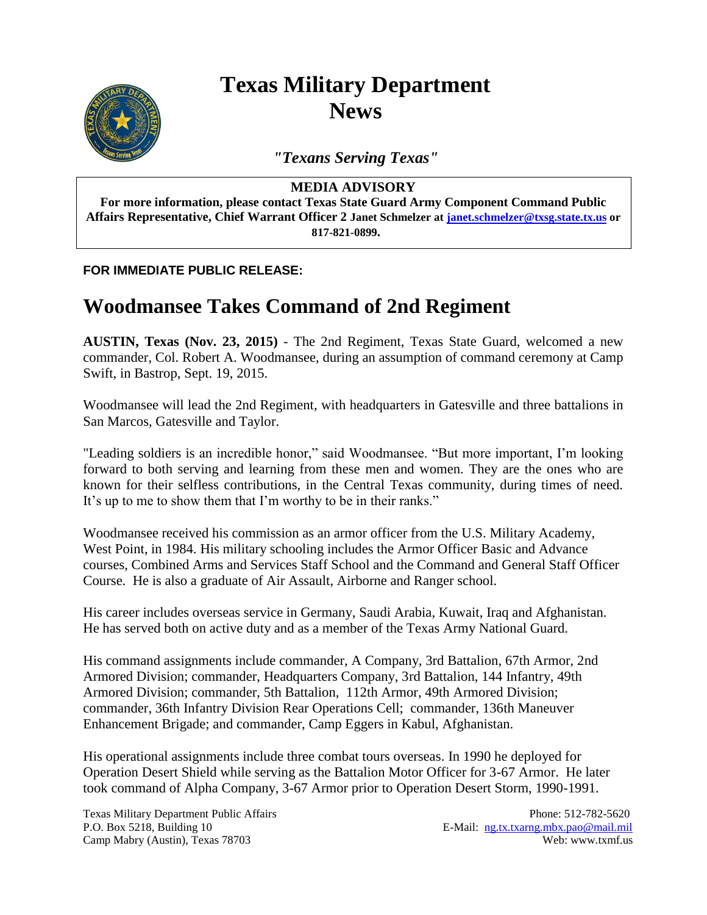# Texas Military Department News

*"Texans Serving Texas"*

**MEDIA ADVISORY**

**For more information, please contact Texas State Guard Army Component Command Public Affairs Representative, Chief Warrant Officer 2 Janet Schmelzer at janet.schmelzer@txsg.state.tx.us or 817-821-0899.**

**FOR IMMEDIATE PUBLIC RELEASE:**

# Woodmansee Takes Command of 2nd Regiment

**AUSTIN, Texas (Nov. 23, 2015)** - The 2nd Regiment, Texas State Guard, welcomed a new commander, Col. Robert A. Woodmansee, during an assumption of command ceremony at Camp Swift, in Bastrop, Sept. 19, 2015.

Woodmansee will lead the 2nd Regiment, with headquarters in Gatesville and three battalions in San Marcos, Gatesville and Taylor.

"Leading soldiers is an incredible honor," said Woodmansee. "But more important, I'm looking forward to both serving and learning from these men and women. They are the ones who are known for their selfless contributions, in the Central Texas community, during times of need. It's up to me to show them that I'm worthy to be in their ranks."

Woodmansee received his commission as an armor officer from the U.S. Military Academy, West Point, in 1984. His military schooling includes the Armor Officer Basic and Advance courses, Combined Arms and Services Staff School and the Command and General Staff Officer Course. He is also a graduate of Air Assault, Airborne and Ranger school.

His career includes overseas service in Germany, Saudi Arabia, Kuwait, Iraq and Afghanistan. He has served both on active duty and as a member of the Texas Army National Guard.

His command assignments include commander, A Company, 3rd Battalion, 67th Armor, 2nd Armored Division; commander, Headquarters Company, 3rd Battalion, 144 Infantry, 49th Armored Division; commander, 5th Battalion, 112th Armor, 49th Armored Division; commander, 36th Infantry Division Rear Operations Cell; commander, 136th Maneuver Enhancement Brigade; and commander, Camp Eggers in Kabul, Afghanistan.

His operational assignments include three combat tours overseas. In 1990 he deployed for Operation Desert Shield while serving as the Battalion Motor Officer for 3-67 Armor. He later took command of Alpha Company, 3-67 Armor prior to Operation Desert Storm, 1990-1991.

Texas Military Department Public Affairs
P.O. Box 5218, Building 10
Camp Mabry (Austin), Texas 78703

Phone: 512-782-5620
E-Mail: ng.tx.txarng.mbx.pao@mail.mil
Web: www.txmf.us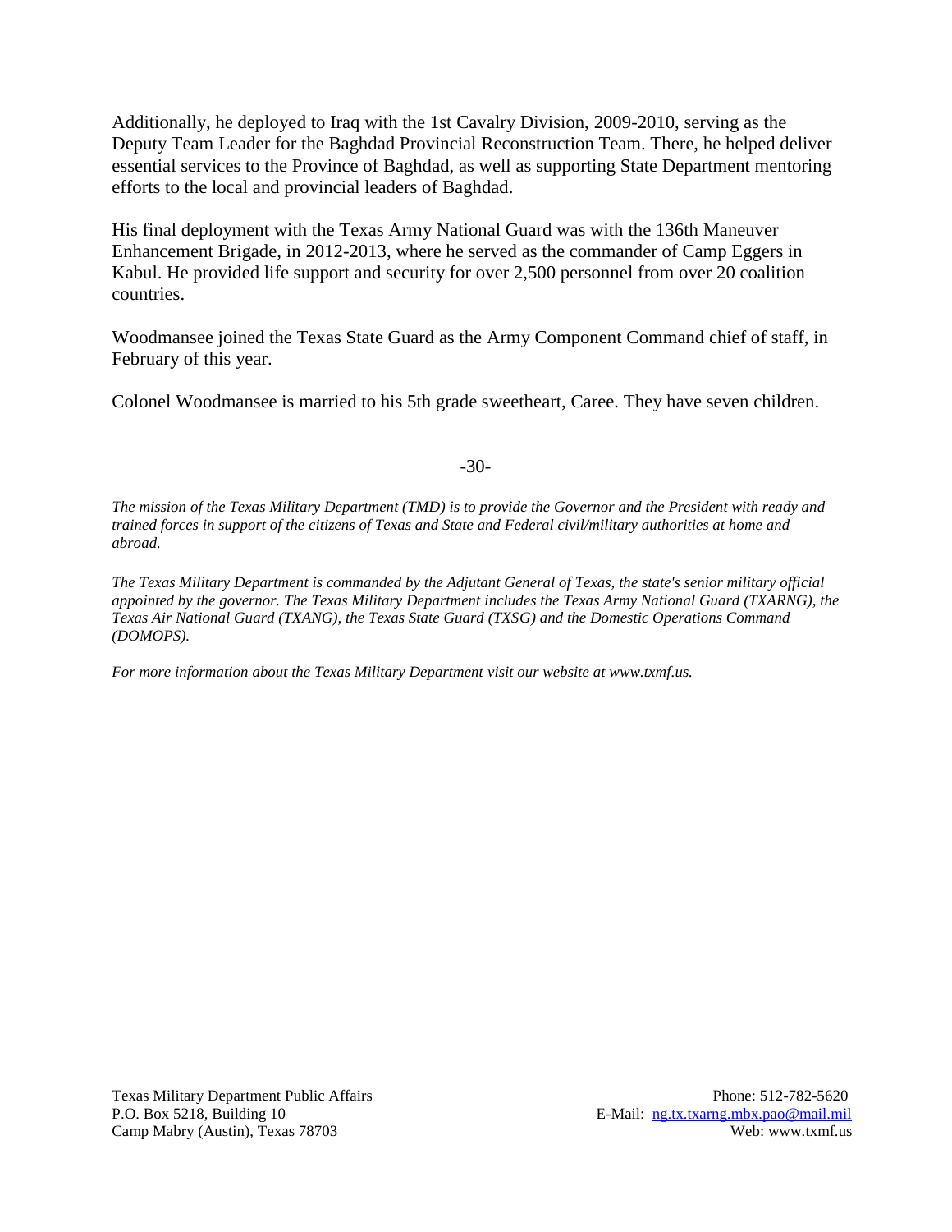Additionally, he deployed to Iraq with the 1st Cavalry Division, 2009-2010, serving as the Deputy Team Leader for the Baghdad Provincial Reconstruction Team. There, he helped deliver essential services to the Province of Baghdad, as well as supporting State Department mentoring efforts to the local and provincial leaders of Baghdad.

His final deployment with the Texas Army National Guard was with the 136th Maneuver Enhancement Brigade, in 2012-2013, where he served as the commander of Camp Eggers in Kabul. He provided life support and security for over 2,500 personnel from over 20 coalition countries.

Woodmansee joined the Texas State Guard as the Army Component Command chief of staff, in February of this year.

Colonel Woodmansee is married to his 5th grade sweetheart, Caree. They have seven children.

-30-

*The mission of the Texas Military Department (TMD) is to provide the Governor and the President with ready and trained forces in support of the citizens of Texas and State and Federal civil/military authorities at home and abroad.*

*The Texas Military Department is commanded by the Adjutant General of Texas, the state's senior military official appointed by the governor. The Texas Military Department includes the Texas Army National Guard (TXARNG), the Texas Air National Guard (TXANG), the Texas State Guard (TXSG) and the Domestic Operations Command (DOMOPS).*

*For more information about the Texas Military Department visit our website at www.txmf.us.*

Texas Military Department Public Affairs
P.O. Box 5218, Building 10
Camp Mabry (Austin), Texas 78703

Phone: 512-782-5620
E-Mail: ng.tx.txarng.mbx.pao@mail.mil
Web: www.txmf.us